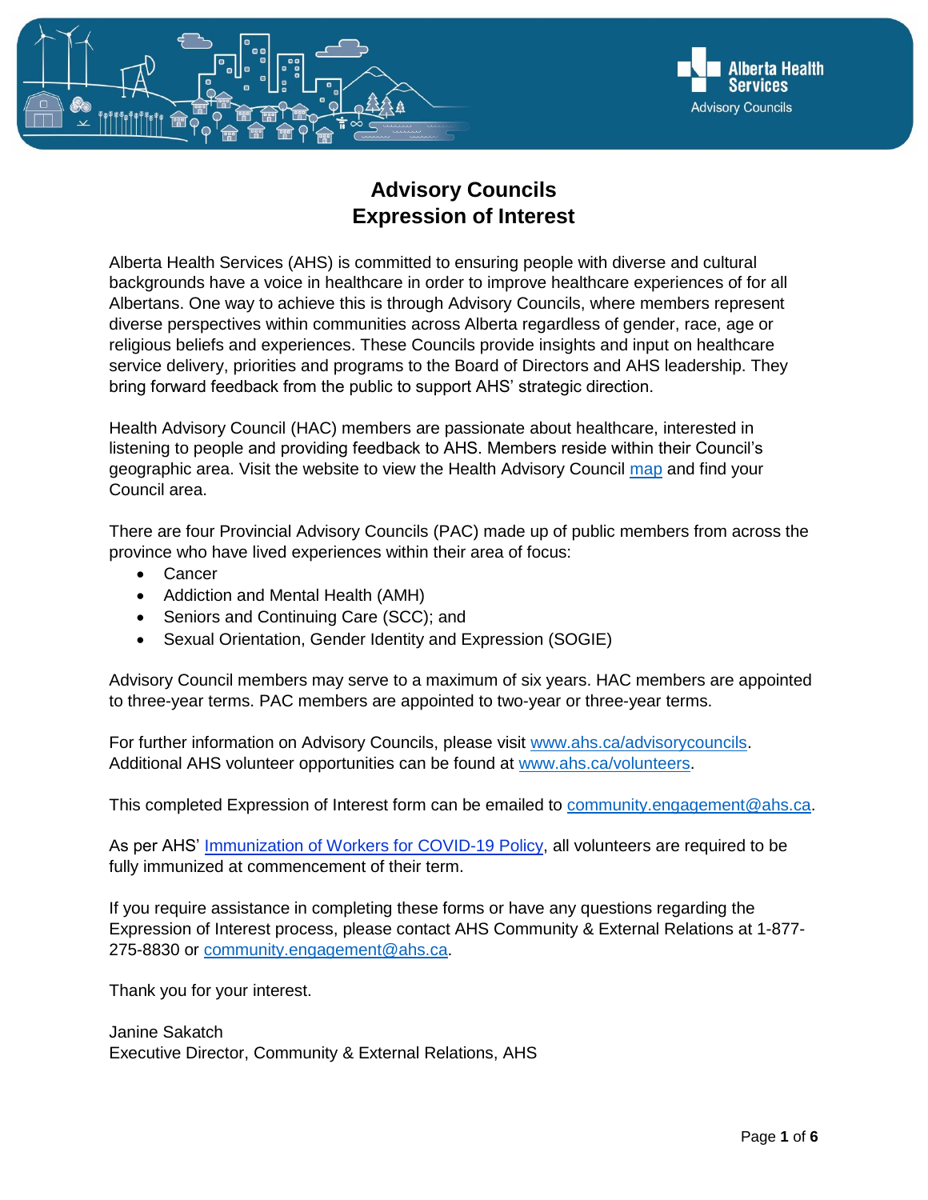# Advisory Councils
# Expression of Interest

Alberta Health Services (AHS) is committed to ensuring people with diverse and cultural backgrounds have a voice in healthcare in order to improve healthcare experiences of for all Albertans. One way to achieve this is through Advisory Councils, where members represent diverse perspectives within communities across Alberta regardless of gender, race, age or religious beliefs and experiences. These Councils provide insights and input on healthcare service delivery, priorities and programs to the Board of Directors and AHS leadership. They bring forward feedback from the public to support AHS' strategic direction.

Health Advisory Council (HAC) members are passionate about healthcare, interested in listening to people and providing feedback to AHS. Members reside within their Council's geographic area. Visit the website to view the Health Advisory Council map and find your Council area.

There are four Provincial Advisory Councils (PAC) made up of public members from across the province who have lived experiences within their area of focus:

- Cancer
- Addiction and Mental Health (AMH)
- Seniors and Continuing Care (SCC); and
- Sexual Orientation, Gender Identity and Expression (SOGIE)

Advisory Council members may serve to a maximum of six years. HAC members are appointed to three-year terms. PAC members are appointed to two-year or three-year terms.

For further information on Advisory Councils, please visit www.ahs.ca/advisorycouncils. Additional AHS volunteer opportunities can be found at www.ahs.ca/volunteers.

This completed Expression of Interest form can be emailed to community.engagement@ahs.ca.

As per AHS' Immunization of Workers for COVID-19 Policy, all volunteers are required to be fully immunized at commencement of their term.

If you require assistance in completing these forms or have any questions regarding the Expression of Interest process, please contact AHS Community & External Relations at 1-877-275-8830 or community.engagement@ahs.ca.

Thank you for your interest.

Janine Sakatch
Executive Director, Community & External Relations, AHS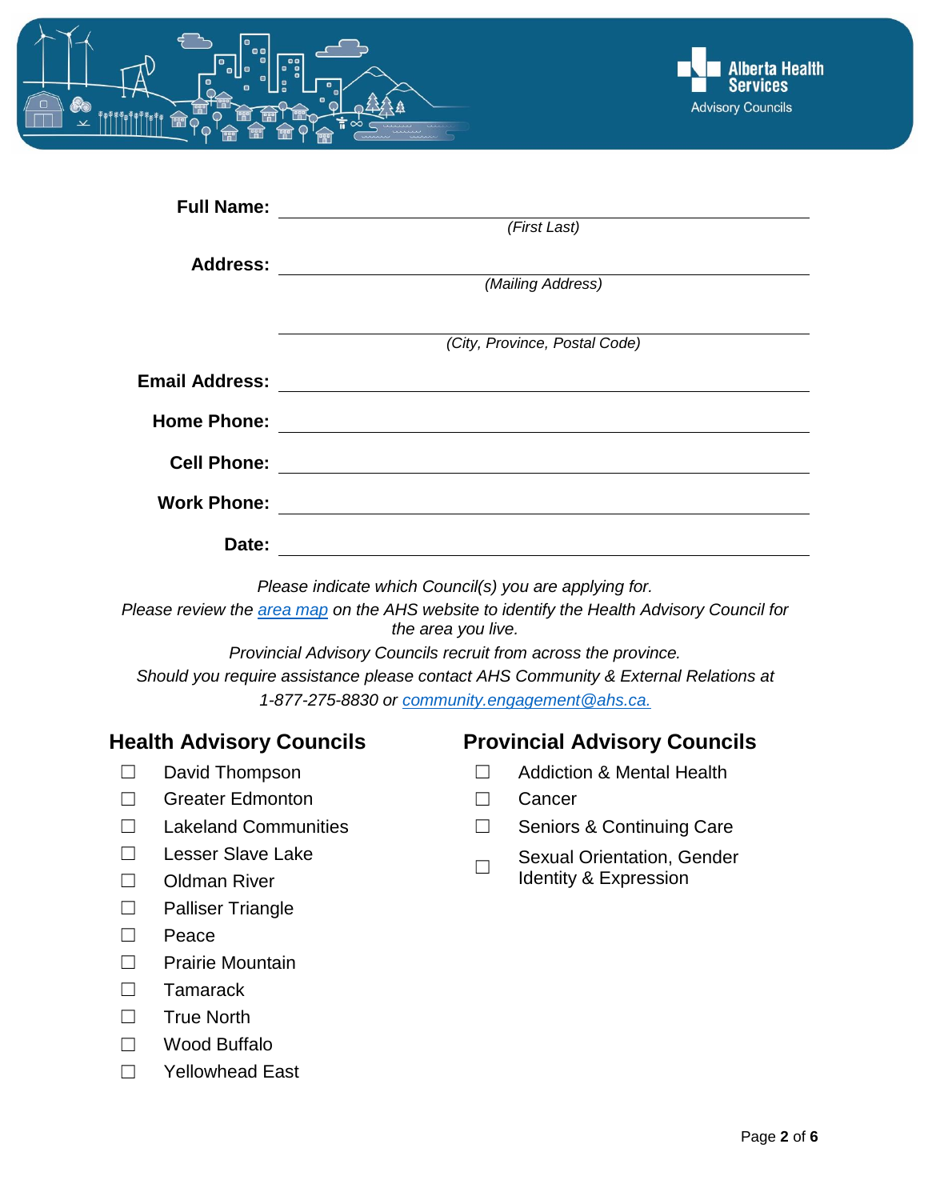**Full Name:** \_\_\_\_\_\_\_\_\_\_\_\_\_\_\_\_\_\_\_\_\_\_\_\_\_\_\_\_\_\_
*(First Last)*

**Address:** \_\_\_\_\_\_\_\_\_\_\_\_\_\_\_\_\_\_\_\_\_\_\_\_\_\_\_\_\_\_
*(Mailing Address)*

\_\_\_\_\_\_\_\_\_\_\_\_\_\_\_\_\_\_\_\_\_\_\_\_\_\_\_\_\_\_
*(City, Province, Postal Code)*

**Email Address:** \_\_\_\_\_\_\_\_\_\_\_\_\_\_\_\_\_\_\_\_\_\_\_\_\_\_\_\_\_\_

**Home Phone:** \_\_\_\_\_\_\_\_\_\_\_\_\_\_\_\_\_\_\_\_\_\_\_\_\_\_\_\_\_\_

**Cell Phone:** \_\_\_\_\_\_\_\_\_\_\_\_\_\_\_\_\_\_\_\_\_\_\_\_\_\_\_\_\_\_

**Work Phone:** \_\_\_\_\_\_\_\_\_\_\_\_\_\_\_\_\_\_\_\_\_\_\_\_\_\_\_\_\_\_

**Date:** \_\_\_\_\_\_\_\_\_\_\_\_\_\_\_\_\_\_\_\_\_\_\_\_\_\_\_\_\_\_

*Please indicate which Council(s) you are applying for.*
*Please review the area map on the AHS website to identify the Health Advisory Council for the area you live.*
*Provincial Advisory Councils recruit from across the province.*
*Should you require assistance please contact AHS Community & External Relations at 1-877-275-8830 or community.engagement@ahs.ca.*

## Health Advisory Councils

- ☐ David Thompson
- ☐ Greater Edmonton
- ☐ Lakeland Communities
- ☐ Lesser Slave Lake
- ☐ Oldman River
- ☐ Palliser Triangle
- ☐ Peace
- ☐ Prairie Mountain
- ☐ Tamarack
- ☐ True North
- ☐ Wood Buffalo
- ☐ Yellowhead East

## Provincial Advisory Councils

- ☐ Addiction & Mental Health
- ☐ Cancer
- ☐ Seniors & Continuing Care
- ☐ Sexual Orientation, Gender Identity & Expression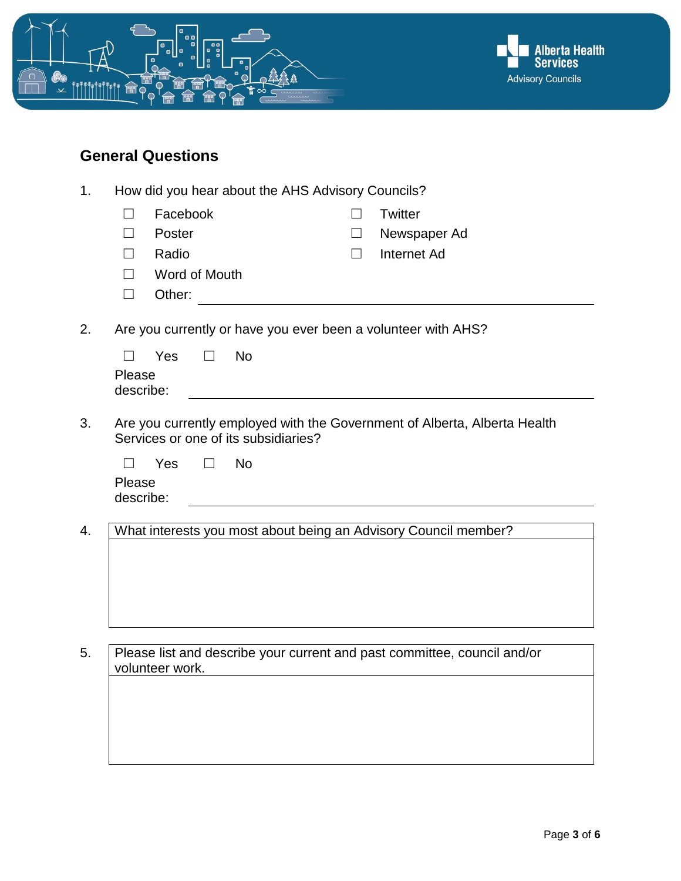## General Questions

1. How did you hear about the AHS Advisory Councils?

   ☐ Facebook
   ☐ Twitter
   ☐ Poster
   ☐ Newspaper Ad
   ☐ Radio
   ☐ Internet Ad
   ☐ Word of Mouth
   ☐ Other: ____________________

2. Are you currently or have you ever been a volunteer with AHS?

   ☐ Yes ☐ No

   Please describe: ____________________

3. Are you currently employed with the Government of Alberta, Alberta Health Services or one of its subsidiaries?

   ☐ Yes ☐ No

   Please describe: ____________________

4. 

| What interests you most about being an Advisory Council member? |
|---|
| |

5. 

| Please list and describe your current and past committee, council and/or volunteer work. |
|---|
| |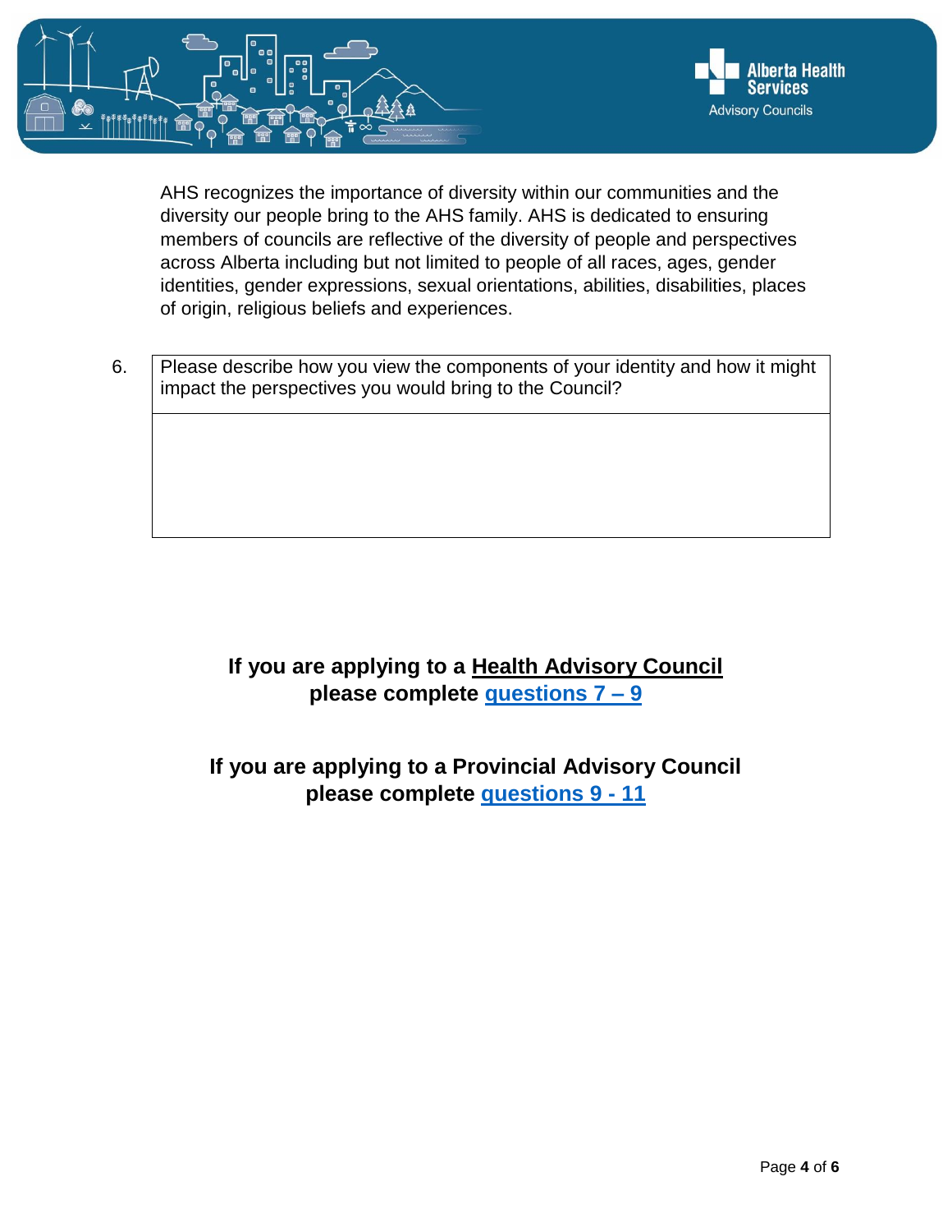AHS recognizes the importance of diversity within our communities and the diversity our people bring to the AHS family. AHS is dedicated to ensuring members of councils are reflective of the diversity of people and perspectives across Alberta including but not limited to people of all races, ages, gender identities, gender expressions, sexual orientations, abilities, disabilities, places of origin, religious beliefs and experiences.

| 6. | Please describe how you view the components of your identity and how it might impact the perspectives you would bring to the Council? |
|---|---|
| | |

**If you are applying to a Health Advisory Council please complete questions 7 – 9**

**If you are applying to a Provincial Advisory Council please complete questions 9 - 11**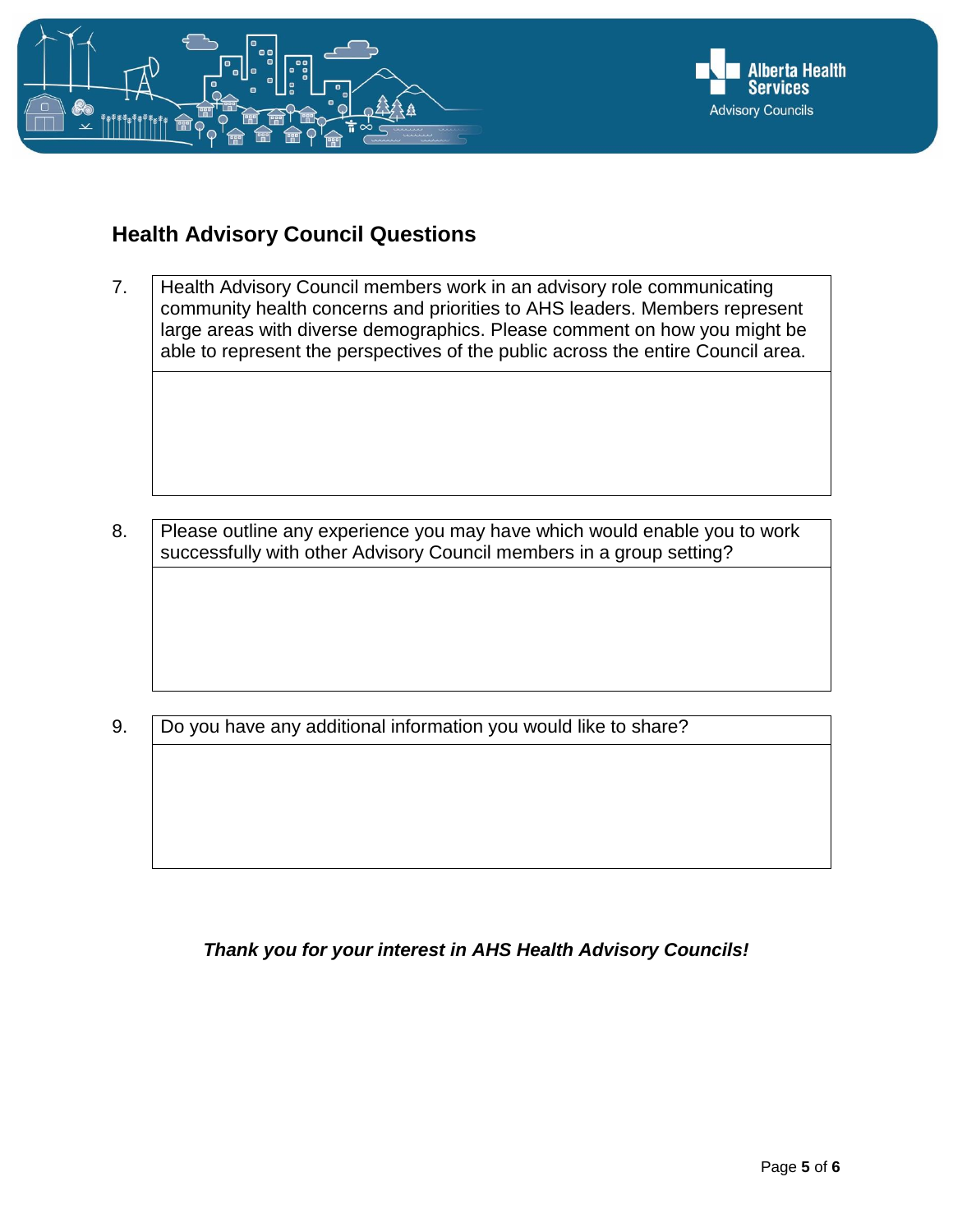## Health Advisory Council Questions

7. Health Advisory Council members work in an advisory role communicating community health concerns and priorities to AHS leaders. Members represent large areas with diverse demographics. Please comment on how you might be able to represent the perspectives of the public across the entire Council area.

8. Please outline any experience you may have which would enable you to work successfully with other Advisory Council members in a group setting?

9. Do you have any additional information you would like to share?

***Thank you for your interest in AHS Health Advisory Councils!***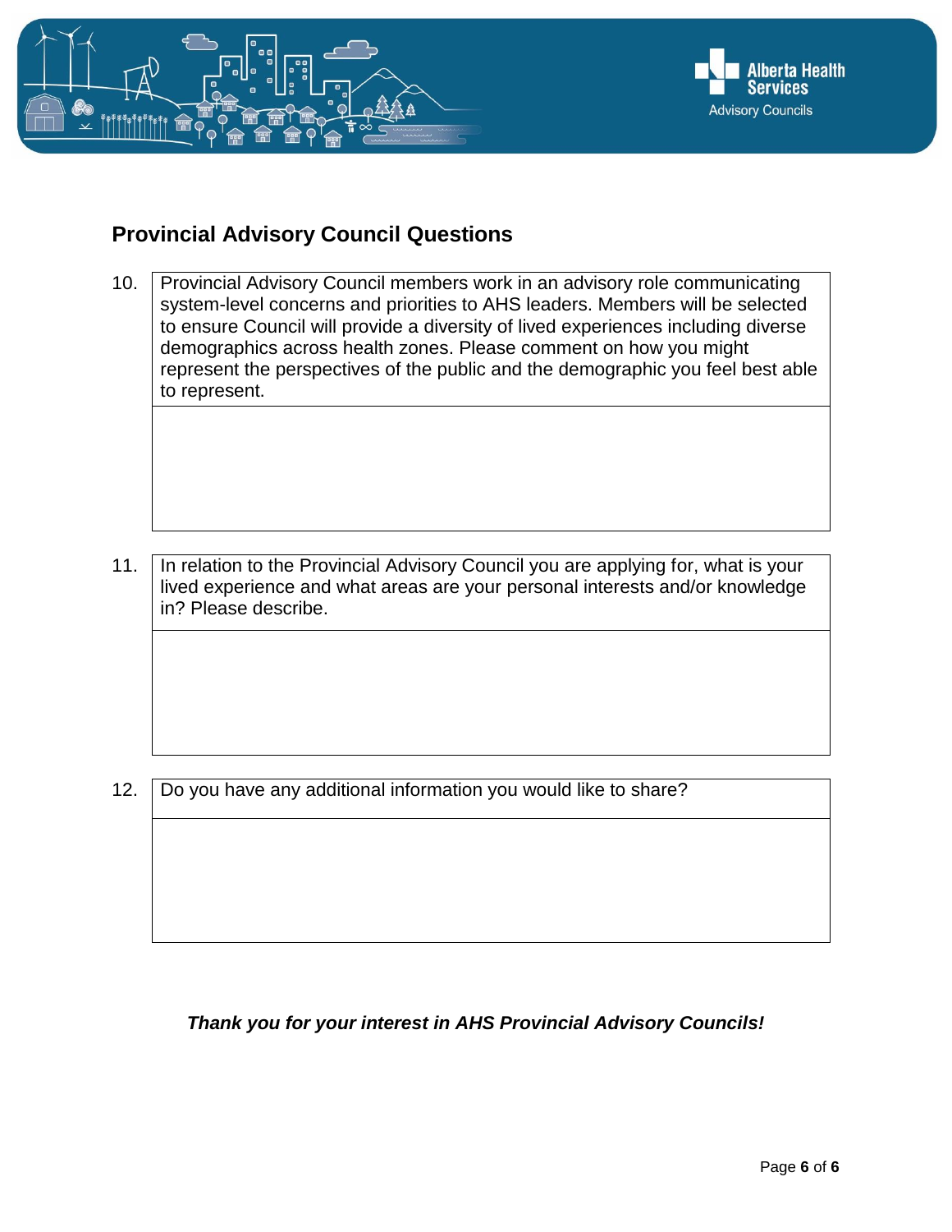## Provincial Advisory Council Questions

10. Provincial Advisory Council members work in an advisory role communicating system-level concerns and priorities to AHS leaders. Members will be selected to ensure Council will provide a diversity of lived experiences including diverse demographics across health zones. Please comment on how you might represent the perspectives of the public and the demographic you feel best able to represent.

11. In relation to the Provincial Advisory Council you are applying for, what is your lived experience and what areas are your personal interests and/or knowledge in? Please describe.

12. Do you have any additional information you would like to share?

***Thank you for your interest in AHS Provincial Advisory Councils!***